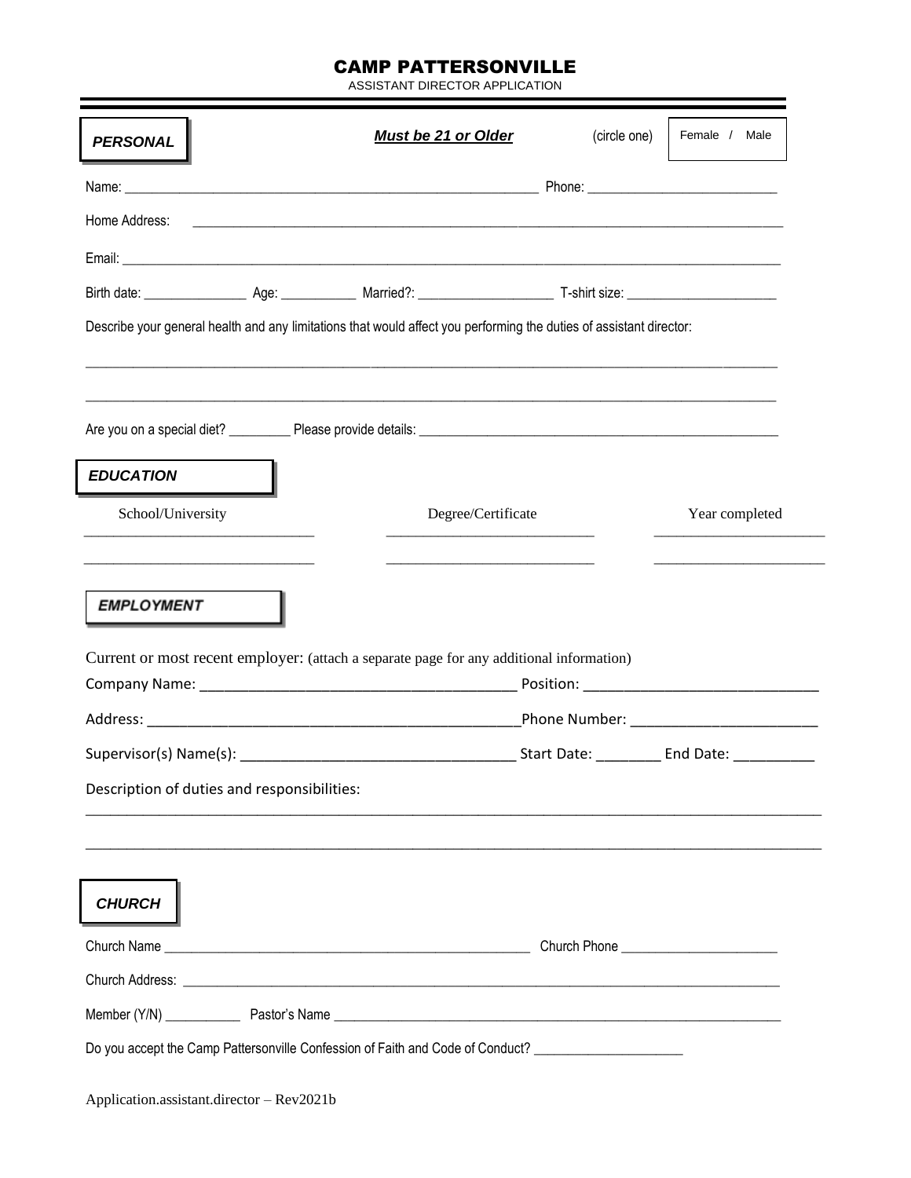# CAMP PATTERSONVILLE

ASSISTANT DIRECTOR APPLICATION

## *PERSONAL*

***Must be 21 or Older*** (circle one) Female / Male

Name: ____________________________________________ Phone: ________________________

Home Address: ________________________________________________________________

Email: _______________________________________________________________________

Birth date: ______________ Age: __________ Married?: __________________ T-shirt size: ____________________

Describe your general health and any limitations that would affect you performing the duties of assistant director:

______________________________________________________________________________

______________________________________________________________________________

Are you on a special diet? ________ Please provide details: ______________________________________________

## *EDUCATION*

| School/University | Degree/Certificate | Year completed |
|---|---|---|
| ____________________________ | __________________________ | _____________________ |
| ____________________________ | __________________________ | _____________________ |

## *EMPLOYMENT*

Current or most recent employer: (attach a separate page for any additional information)

Company Name: ____________________________________ Position: __________________________

Address: ___________________________________________Phone Number: _____________________

Supervisor(s) Name(s): ________________________________ Start Date: _______ End Date: _________

Description of duties and responsibilities:

______________________________________________________________________________

______________________________________________________________________________

## *CHURCH*

Church Name ______________________________________________ Church Phone ____________________

Church Address: ______________________________________________________________________

Member (Y/N) __________ Pastor's Name __________________________________________________________

Do you accept the Camp Pattersonville Confession of Faith and Code of Conduct? ___________________

Application.assistant.director – Rev2021b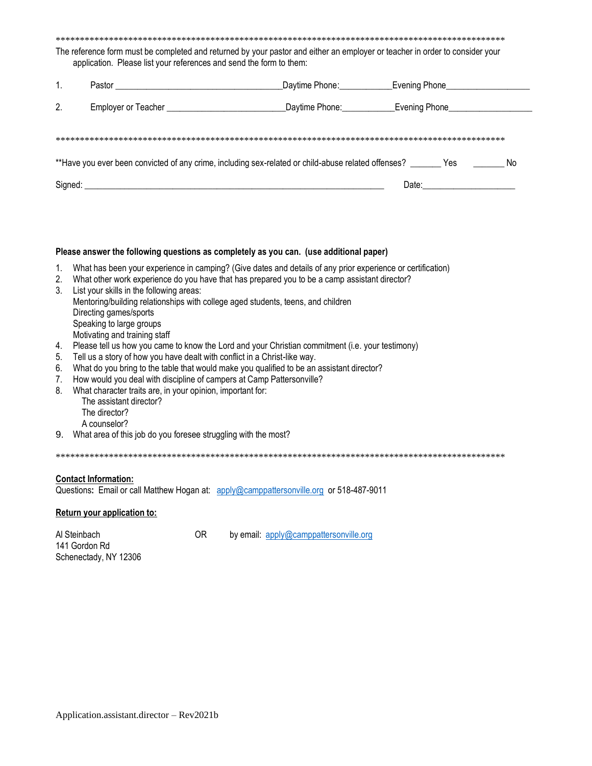\*\*\*\*\*\*\*\*\*\*\*\*\*\*\*\*\*\*\*\*\*\*\*\*\*\*\*\*\*\*\*\*\*\*\*\*\*\*\*\*\*\*\*\*\*\*\*\*\*\*\*\*\*\*\*\*\*\*\*\*\*\*\*\*\*\*\*\*\*\*\*\*\*\*\*\*\*\*\*\*\*\*\*\*\*\*\*\*\*\*\*\*\*\*\*\*

The reference form must be completed and returned by your pastor and either an employer or teacher in order to consider your application. Please list your references and send the form to them:

1. Pastor ____________________________________Daytime Phone:___________Evening Phone__________________

2. Employer or Teacher __________________________Daytime Phone:___________Evening Phone__________________

\*\*\*\*\*\*\*\*\*\*\*\*\*\*\*\*\*\*\*\*\*\*\*\*\*\*\*\*\*\*\*\*\*\*\*\*\*\*\*\*\*\*\*\*\*\*\*\*\*\*\*\*\*\*\*\*\*\*\*\*\*\*\*\*\*\*\*\*\*\*\*\*\*\*\*\*\*\*\*\*\*\*\*\*\*\*\*\*\*\*\*\*\*\*\*\*

\*\*Have you ever been convicted of any crime, including sex-related or child-abuse related offenses? _______ Yes _______ No

Signed: _________________________________________________________________ Date:____________________

**Please answer the following questions as completely as you can. (use additional paper)**

1. What has been your experience in camping? (Give dates and details of any prior experience or certification)
2. What other work experience do you have that has prepared you to be a camp assistant director?
3. List your skills in the following areas:
   - Mentoring/building relationships with college aged students, teens, and children
   - Directing games/sports
   - Speaking to large groups
   - Motivating and training staff
4. Please tell us how you came to know the Lord and your Christian commitment (i.e. your testimony)
5. Tell us a story of how you have dealt with conflict in a Christ-like way.
6. What do you bring to the table that would make you qualified to be an assistant director?
7. How would you deal with discipline of campers at Camp Pattersonville?
8. What character traits are, in your opinion, important for:
   - The assistant director?
   - The director?
   - A counselor?
9. What area of this job do you foresee struggling with the most?

\*\*\*\*\*\*\*\*\*\*\*\*\*\*\*\*\*\*\*\*\*\*\*\*\*\*\*\*\*\*\*\*\*\*\*\*\*\*\*\*\*\*\*\*\*\*\*\*\*\*\*\*\*\*\*\*\*\*\*\*\*\*\*\*\*\*\*\*\*\*\*\*\*\*\*\*\*\*\*\*\*\*\*\*\*\*\*\*\*\*\*\*\*\*\*\*

**Contact Information:**

Questions**:** Email or call Matthew Hogan at: apply@camppattersonville.org or 518-487-9011

**Return your application to:**

Al Steinbach
141 Gordon Rd
Schenectady, NY 12306

OR by email: apply@camppattersonville.org

Application.assistant.director – Rev2021b